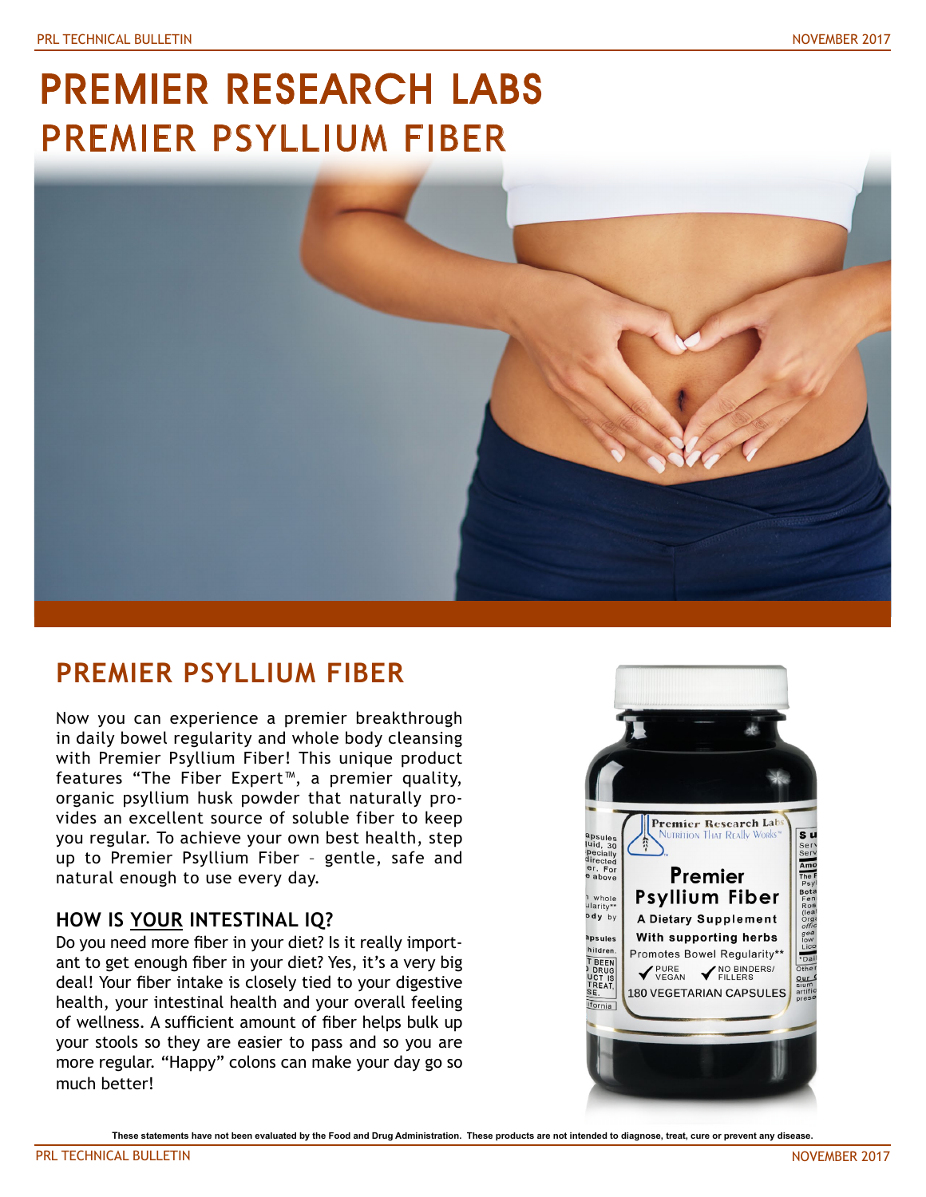# PREMIER RESEARCH LABS
# PREMIER PSYLLIUM FIBER

## PREMIER PSYLLIUM FIBER

Now you can experience a premier breakthrough in daily bowel regularity and whole body cleansing with Premier Psyllium Fiber! This unique product features "The Fiber Expert™, a premier quality, organic psyllium husk powder that naturally provides an excellent source of soluble fiber to keep you regular. To achieve your own best health, step up to Premier Psyllium Fiber – gentle, safe and natural enough to use every day.

### HOW IS YOUR INTESTINAL IQ?

Do you need more fiber in your diet? Is it really important to get enough fiber in your diet? Yes, it's a very big deal! Your fiber intake is closely tied to your digestive health, your intestinal health and your overall feeling of wellness. A sufficient amount of fiber helps bulk up your stools so they are easier to pass and so you are more regular. "Happy" colons can make your day go so much better!

**These statements have not been evaluated by the Food and Drug Administration. These products are not intended to diagnose, treat, cure or prevent any disease.**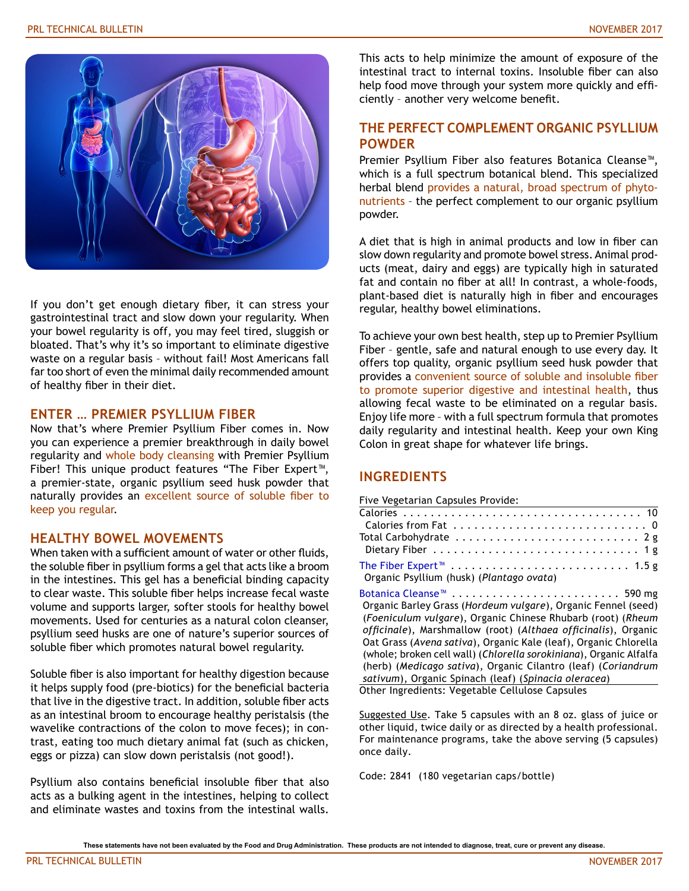If you don't get enough dietary fiber, it can stress your gastrointestinal tract and slow down your regularity. When your bowel regularity is off, you may feel tired, sluggish or bloated. That's why it's so important to eliminate digestive waste on a regular basis – without fail! Most Americans fall far too short of even the minimal daily recommended amount of healthy fiber in their diet.

## ENTER … PREMIER PSYLLIUM FIBER

Now that's where Premier Psyllium Fiber comes in. Now you can experience a premier breakthrough in daily bowel regularity and whole body cleansing with Premier Psyllium Fiber! This unique product features "The Fiber Expert™", a premier-state, organic psyllium seed husk powder that naturally provides an excellent source of soluble fiber to keep you regular.

## HEALTHY BOWEL MOVEMENTS

When taken with a sufficient amount of water or other fluids, the soluble fiber in psyllium forms a gel that acts like a broom in the intestines. This gel has a beneficial binding capacity to clear waste. This soluble fiber helps increase fecal waste volume and supports larger, softer stools for healthy bowel movements. Used for centuries as a natural colon cleanser, psyllium seed husks are one of nature's superior sources of soluble fiber which promotes natural bowel regularity.

Soluble fiber is also important for healthy digestion because it helps supply food (pre-biotics) for the beneficial bacteria that live in the digestive tract. In addition, soluble fiber acts as an intestinal broom to encourage healthy peristalsis (the wavelike contractions of the colon to move feces); in contrast, eating too much dietary animal fat (such as chicken, eggs or pizza) can slow down peristalsis (not good!).

Psyllium also contains beneficial insoluble fiber that also acts as a bulking agent in the intestines, helping to collect and eliminate wastes and toxins from the intestinal walls. This acts to help minimize the amount of exposure of the intestinal tract to internal toxins. Insoluble fiber can also help food move through your system more quickly and efficiently – another very welcome benefit.

## THE PERFECT COMPLEMENT ORGANIC PSYLLIUM POWDER

Premier Psyllium Fiber also features Botanica Cleanse™, which is a full spectrum botanical blend. This specialized herbal blend provides a natural, broad spectrum of phytonutrients – the perfect complement to our organic psyllium powder.

A diet that is high in animal products and low in fiber can slow down regularity and promote bowel stress. Animal products (meat, dairy and eggs) are typically high in saturated fat and contain no fiber at all! In contrast, a whole-foods, plant-based diet is naturally high in fiber and encourages regular, healthy bowel eliminations.

To achieve your own best health, step up to Premier Psyllium Fiber – gentle, safe and natural enough to use every day. It offers top quality, organic psyllium seed husk powder that provides a convenient source of soluble and insoluble fiber to promote superior digestive and intestinal health, thus allowing fecal waste to be eliminated on a regular basis. Enjoy life more – with a full spectrum formula that promotes daily regularity and intestinal health. Keep your own King Colon in great shape for whatever life brings.

## INGREDIENTS

| Five Vegetarian Capsules Provide: | |
|---|---|
| Calories | 10 |
| Calories from Fat | 0 |
| Total Carbohydrate | 2 g |
| Dietary Fiber | 1 g |
| The Fiber Expert™ | 1.5 g |
| Organic Psyllium (husk) (*Plantago ovata*) | |
| Botanica Cleanse™ | 590 mg |
| Organic Barley Grass (*Hordeum vulgare*), Organic Fennel (seed) (*Foeniculum vulgare*), Organic Chinese Rhubarb (root) (*Rheum officinale*), Marshmallow (root) (*Althaea officinalis*), Organic Oat Grass (*Avena sativa*), Organic Kale (leaf), Organic Chlorella (whole; broken cell wall) (*Chlorella sorokiniana*), Organic Alfalfa (herb) (*Medicago sativa*), Organic Cilantro (leaf) (*Coriandrum sativum*), Organic Spinach (leaf) (*Spinacia oleracea*) | |

Other Ingredients: Vegetable Cellulose Capsules

Suggested Use. Take 5 capsules with an 8 oz. glass of juice or other liquid, twice daily or as directed by a health professional. For maintenance programs, take the above serving (5 capsules) once daily.

Code: 2841 (180 vegetarian caps/bottle)

**These statements have not been evaluated by the Food and Drug Administration. These products are not intended to diagnose, treat, cure or prevent any disease.**